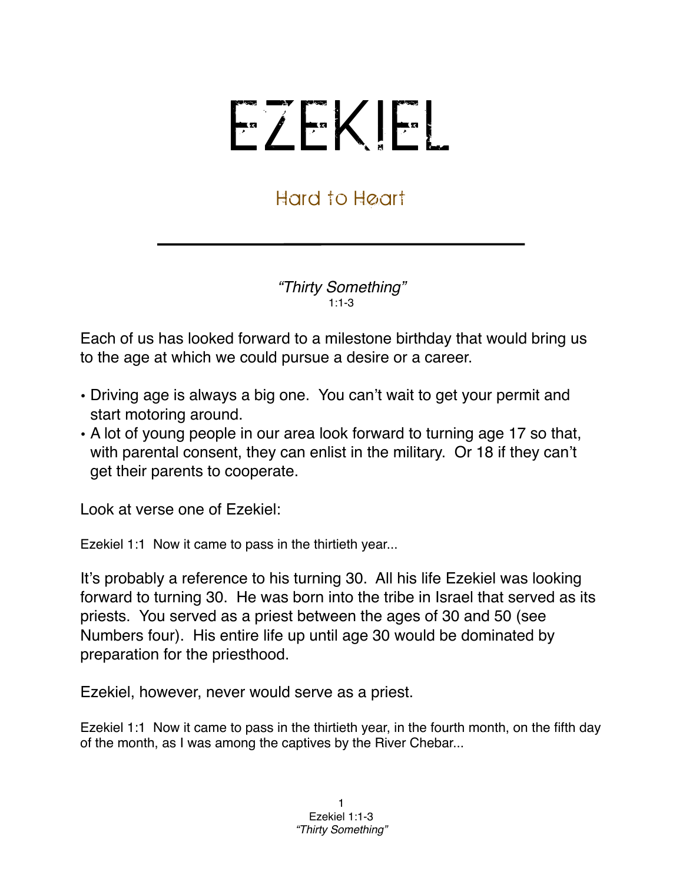# EZEKIEL

## Hard to Heart

---

*"Thirty Something"*
1:1-3

Each of us has looked forward to a milestone birthday that would bring us to the age at which we could pursue a desire or a career.

- Driving age is always a big one. You can't wait to get your permit and start motoring around.
- A lot of young people in our area look forward to turning age 17 so that, with parental consent, they can enlist in the military. Or 18 if they can't get their parents to cooperate.

Look at verse one of Ezekiel:

Ezekiel 1:1 Now it came to pass in the thirtieth year...

It's probably a reference to his turning 30. All his life Ezekiel was looking forward to turning 30. He was born into the tribe in Israel that served as its priests. You served as a priest between the ages of 30 and 50 (see Numbers four). His entire life up until age 30 would be dominated by preparation for the priesthood.

Ezekiel, however, never would serve as a priest.

Ezekiel 1:1 Now it came to pass in the thirtieth year, in the fourth month, on the fifth day of the month, as I was among the captives by the River Chebar...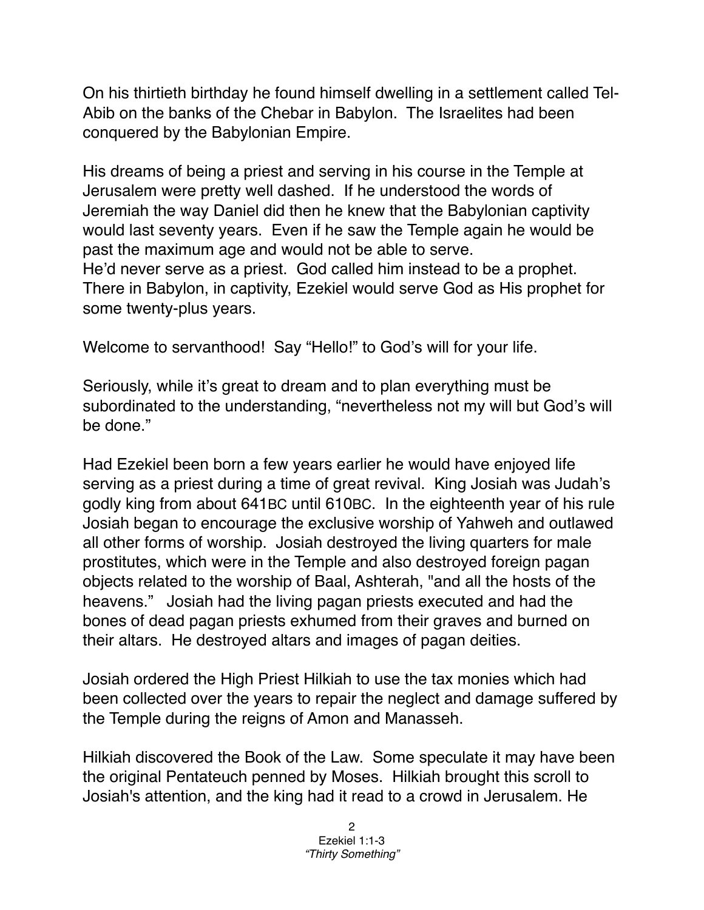On his thirtieth birthday he found himself dwelling in a settlement called Tel-Abib on the banks of the Chebar in Babylon. The Israelites had been conquered by the Babylonian Empire.

His dreams of being a priest and serving in his course in the Temple at Jerusalem were pretty well dashed. If he understood the words of Jeremiah the way Daniel did then he knew that the Babylonian captivity would last seventy years. Even if he saw the Temple again he would be past the maximum age and would not be able to serve.
He'd never serve as a priest. God called him instead to be a prophet. There in Babylon, in captivity, Ezekiel would serve God as His prophet for some twenty-plus years.

Welcome to servanthood! Say "Hello!" to God's will for your life.

Seriously, while it's great to dream and to plan everything must be subordinated to the understanding, "nevertheless not my will but God's will be done."

Had Ezekiel been born a few years earlier he would have enjoyed life serving as a priest during a time of great revival. King Josiah was Judah's godly king from about 641BC until 610BC. In the eighteenth year of his rule Josiah began to encourage the exclusive worship of Yahweh and outlawed all other forms of worship. Josiah destroyed the living quarters for male prostitutes, which were in the Temple and also destroyed foreign pagan objects related to the worship of Baal, Ashterah, "and all the hosts of the heavens." Josiah had the living pagan priests executed and had the bones of dead pagan priests exhumed from their graves and burned on their altars. He destroyed altars and images of pagan deities.

Josiah ordered the High Priest Hilkiah to use the tax monies which had been collected over the years to repair the neglect and damage suffered by the Temple during the reigns of Amon and Manasseh.

Hilkiah discovered the Book of the Law. Some speculate it may have been the original Pentateuch penned by Moses. Hilkiah brought this scroll to Josiah's attention, and the king had it read to a crowd in Jerusalem. He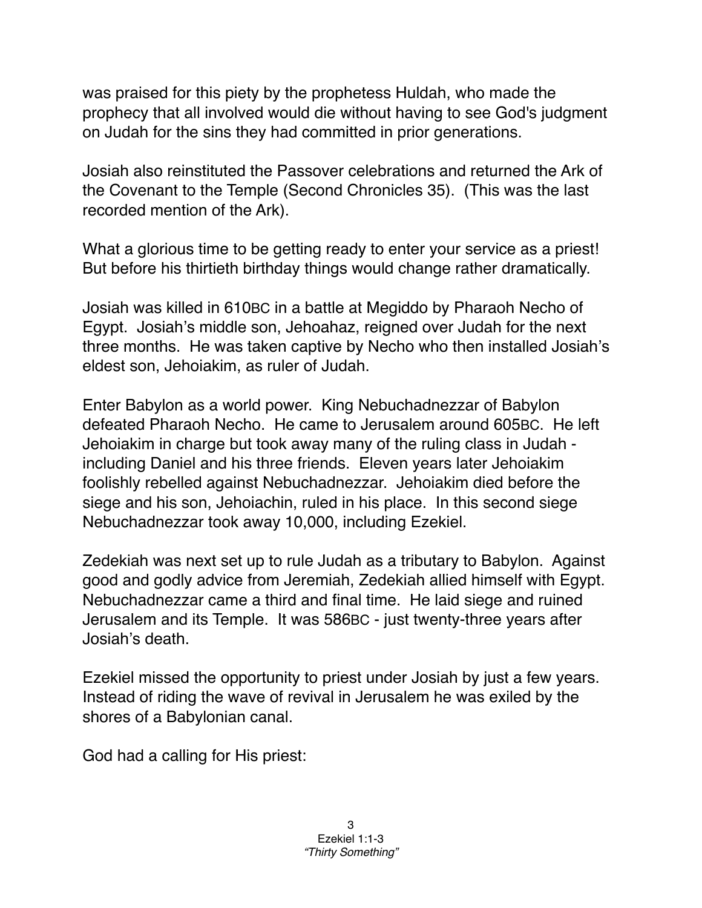was praised for this piety by the prophetess Huldah, who made the prophecy that all involved would die without having to see God's judgment on Judah for the sins they had committed in prior generations.

Josiah also reinstituted the Passover celebrations and returned the Ark of the Covenant to the Temple (Second Chronicles 35). (This was the last recorded mention of the Ark).

What a glorious time to be getting ready to enter your service as a priest! But before his thirtieth birthday things would change rather dramatically.

Josiah was killed in 610BC in a battle at Megiddo by Pharaoh Necho of Egypt. Josiah's middle son, Jehoahaz, reigned over Judah for the next three months. He was taken captive by Necho who then installed Josiah's eldest son, Jehoiakim, as ruler of Judah.

Enter Babylon as a world power. King Nebuchadnezzar of Babylon defeated Pharaoh Necho. He came to Jerusalem around 605BC. He left Jehoiakim in charge but took away many of the ruling class in Judah - including Daniel and his three friends. Eleven years later Jehoiakim foolishly rebelled against Nebuchadnezzar. Jehoiakim died before the siege and his son, Jehoiachin, ruled in his place. In this second siege Nebuchadnezzar took away 10,000, including Ezekiel.

Zedekiah was next set up to rule Judah as a tributary to Babylon. Against good and godly advice from Jeremiah, Zedekiah allied himself with Egypt. Nebuchadnezzar came a third and final time. He laid siege and ruined Jerusalem and its Temple. It was 586BC - just twenty-three years after Josiah's death.

Ezekiel missed the opportunity to priest under Josiah by just a few years. Instead of riding the wave of revival in Jerusalem he was exiled by the shores of a Babylonian canal.

God had a calling for His priest: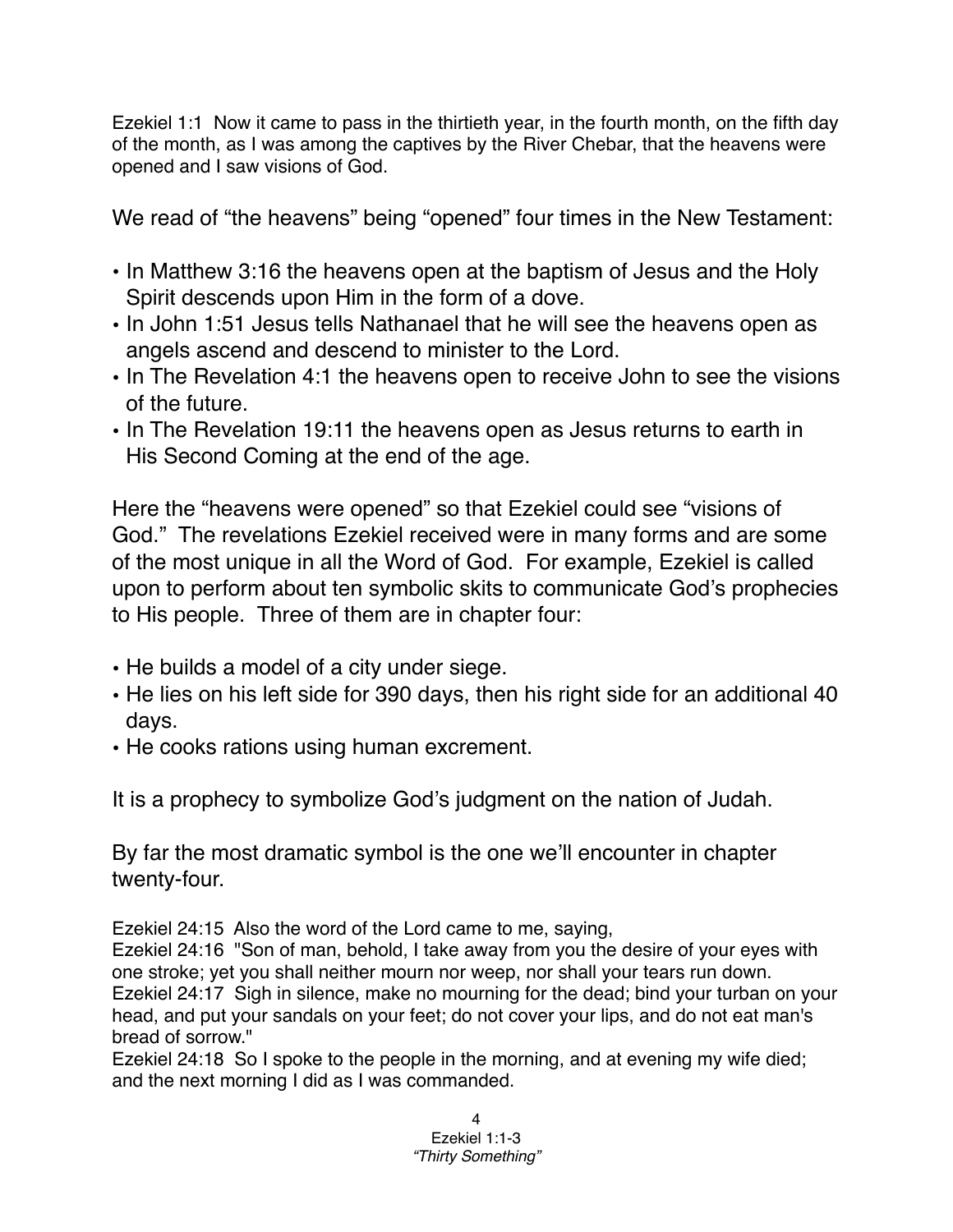Ezekiel 1:1 Now it came to pass in the thirtieth year, in the fourth month, on the fifth day of the month, as I was among the captives by the River Chebar, that the heavens were opened and I saw visions of God.

We read of "the heavens" being "opened" four times in the New Testament:

- In Matthew 3:16 the heavens open at the baptism of Jesus and the Holy Spirit descends upon Him in the form of a dove.
- In John 1:51 Jesus tells Nathanael that he will see the heavens open as angels ascend and descend to minister to the Lord.
- In The Revelation 4:1 the heavens open to receive John to see the visions of the future.
- In The Revelation 19:11 the heavens open as Jesus returns to earth in His Second Coming at the end of the age.

Here the "heavens were opened" so that Ezekiel could see "visions of God." The revelations Ezekiel received were in many forms and are some of the most unique in all the Word of God. For example, Ezekiel is called upon to perform about ten symbolic skits to communicate God's prophecies to His people. Three of them are in chapter four:

- He builds a model of a city under siege.
- He lies on his left side for 390 days, then his right side for an additional 40 days.
- He cooks rations using human excrement.

It is a prophecy to symbolize God's judgment on the nation of Judah.

By far the most dramatic symbol is the one we'll encounter in chapter twenty-four.

Ezekiel 24:15 Also the word of the Lord came to me, saying,
Ezekiel 24:16 "Son of man, behold, I take away from you the desire of your eyes with one stroke; yet you shall neither mourn nor weep, nor shall your tears run down.
Ezekiel 24:17 Sigh in silence, make no mourning for the dead; bind your turban on your head, and put your sandals on your feet; do not cover your lips, and do not eat man's bread of sorrow."
Ezekiel 24:18 So I spoke to the people in the morning, and at evening my wife died; and the next morning I did as I was commanded.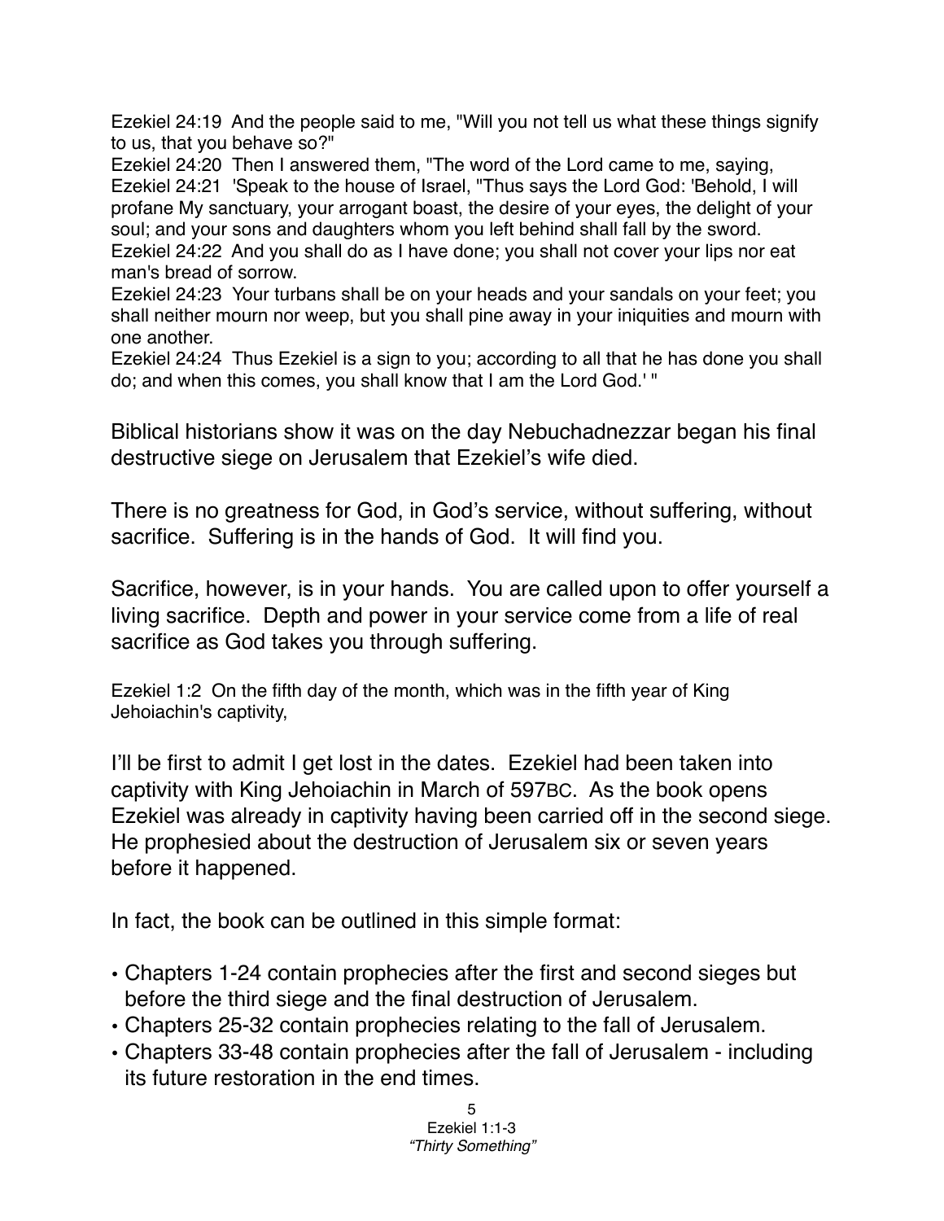Ezekiel 24:19  And the people said to me, "Will you not tell us what these things signify to us, that you behave so?"
Ezekiel 24:20  Then I answered them, "The word of the Lord came to me, saying,
Ezekiel 24:21  'Speak to the house of Israel, "Thus says the Lord God: 'Behold, I will profane My sanctuary, your arrogant boast, the desire of your eyes, the delight of your soul; and your sons and daughters whom you left behind shall fall by the sword.
Ezekiel 24:22  And you shall do as I have done; you shall not cover your lips nor eat man's bread of sorrow.
Ezekiel 24:23  Your turbans shall be on your heads and your sandals on your feet; you shall neither mourn nor weep, but you shall pine away in your iniquities and mourn with one another.
Ezekiel 24:24  Thus Ezekiel is a sign to you; according to all that he has done you shall do; and when this comes, you shall know that I am the Lord God.' "

Biblical historians show it was on the day Nebuchadnezzar began his final destructive siege on Jerusalem that Ezekiel's wife died.

There is no greatness for God, in God's service, without suffering, without sacrifice.  Suffering is in the hands of God.  It will find you.

Sacrifice, however, is in your hands.  You are called upon to offer yourself a living sacrifice.  Depth and power in your service come from a life of real sacrifice as God takes you through suffering.

Ezekiel 1:2  On the fifth day of the month, which was in the fifth year of King Jehoiachin's captivity,

I'll be first to admit I get lost in the dates.  Ezekiel had been taken into captivity with King Jehoiachin in March of 597BC.  As the book opens Ezekiel was already in captivity having been carried off in the second siege. He prophesied about the destruction of Jerusalem six or seven years before it happened.

In fact, the book can be outlined in this simple format:

- Chapters 1-24 contain prophecies after the first and second sieges but before the third siege and the final destruction of Jerusalem.
- Chapters 25-32 contain prophecies relating to the fall of Jerusalem.
- Chapters 33-48 contain prophecies after the fall of Jerusalem - including its future restoration in the end times.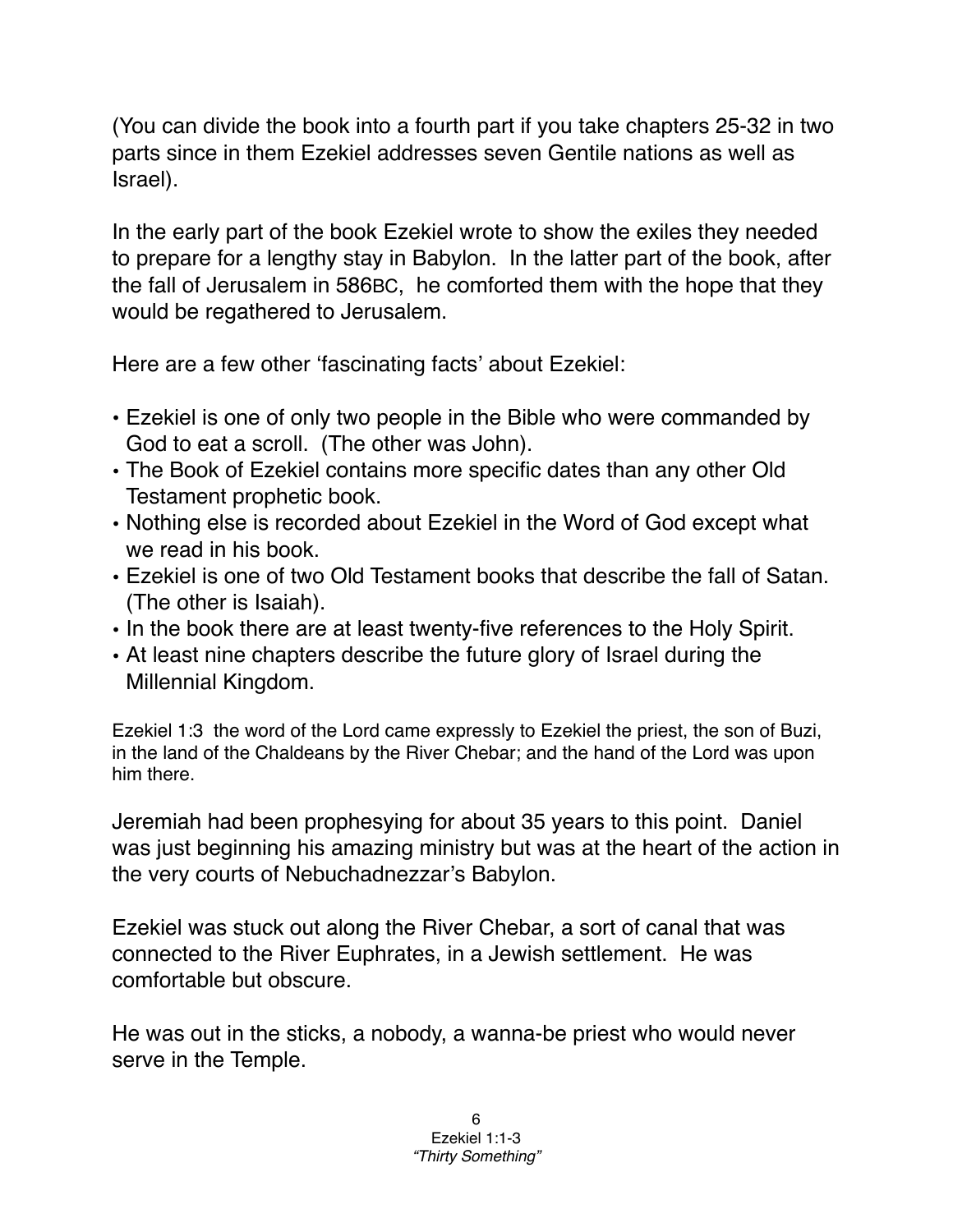(You can divide the book into a fourth part if you take chapters 25-32 in two parts since in them Ezekiel addresses seven Gentile nations as well as Israel).

In the early part of the book Ezekiel wrote to show the exiles they needed to prepare for a lengthy stay in Babylon. In the latter part of the book, after the fall of Jerusalem in 586BC, he comforted them with the hope that they would be regathered to Jerusalem.

Here are a few other 'fascinating facts' about Ezekiel:

- Ezekiel is one of only two people in the Bible who were commanded by God to eat a scroll. (The other was John).
- The Book of Ezekiel contains more specific dates than any other Old Testament prophetic book.
- Nothing else is recorded about Ezekiel in the Word of God except what we read in his book.
- Ezekiel is one of two Old Testament books that describe the fall of Satan. (The other is Isaiah).
- In the book there are at least twenty-five references to the Holy Spirit.
- At least nine chapters describe the future glory of Israel during the Millennial Kingdom.

Ezekiel 1:3 the word of the Lord came expressly to Ezekiel the priest, the son of Buzi, in the land of the Chaldeans by the River Chebar; and the hand of the Lord was upon him there.

Jeremiah had been prophesying for about 35 years to this point. Daniel was just beginning his amazing ministry but was at the heart of the action in the very courts of Nebuchadnezzar's Babylon.

Ezekiel was stuck out along the River Chebar, a sort of canal that was connected to the River Euphrates, in a Jewish settlement. He was comfortable but obscure.

He was out in the sticks, a nobody, a wanna-be priest who would never serve in the Temple.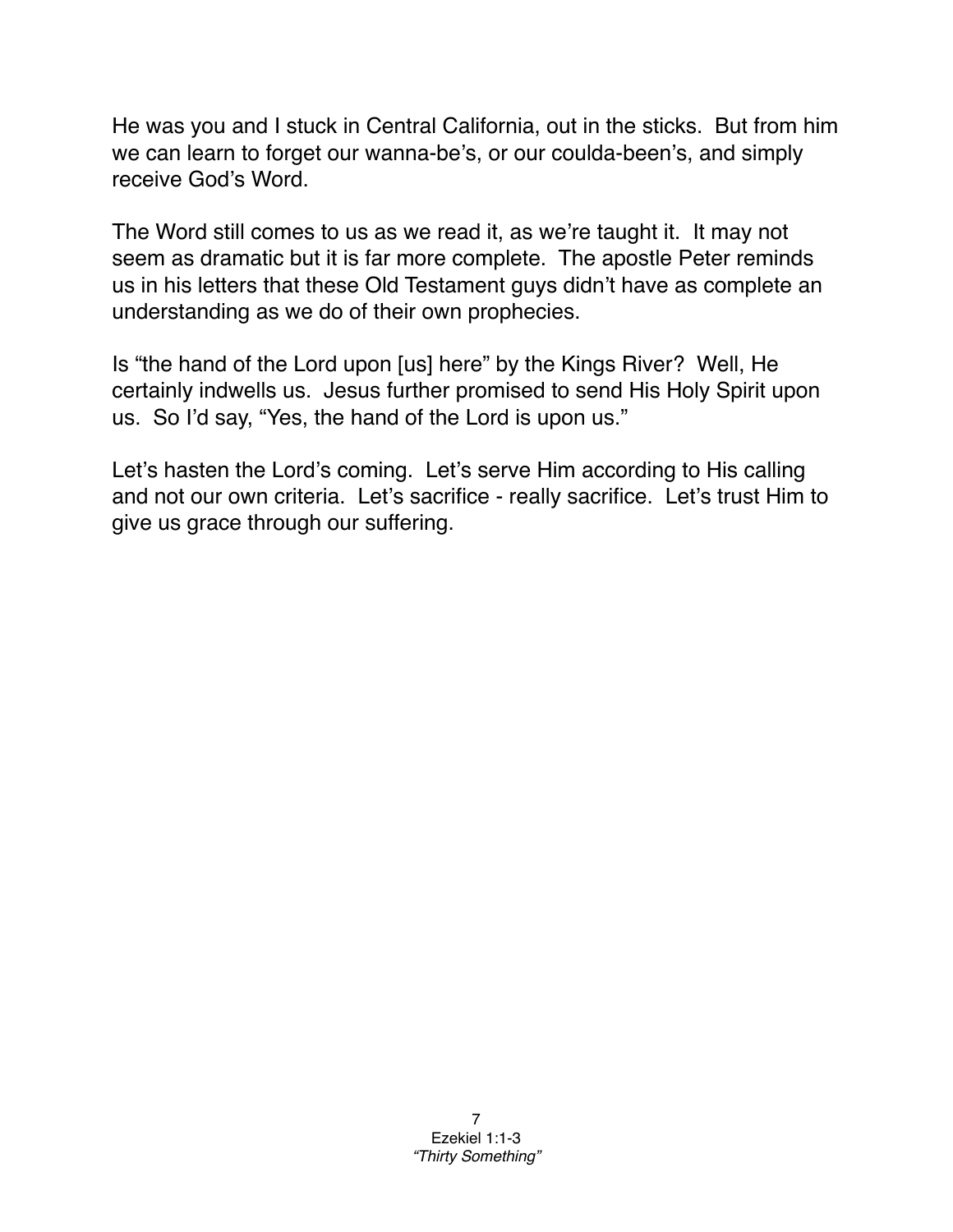He was you and I stuck in Central California, out in the sticks. But from him we can learn to forget our wanna-be's, or our coulda-been's, and simply receive God's Word.

The Word still comes to us as we read it, as we're taught it. It may not seem as dramatic but it is far more complete. The apostle Peter reminds us in his letters that these Old Testament guys didn't have as complete an understanding as we do of their own prophecies.

Is "the hand of the Lord upon [us] here" by the Kings River? Well, He certainly indwells us. Jesus further promised to send His Holy Spirit upon us. So I'd say, "Yes, the hand of the Lord is upon us."

Let's hasten the Lord's coming. Let's serve Him according to His calling and not our own criteria. Let's sacrifice - really sacrifice. Let's trust Him to give us grace through our suffering.